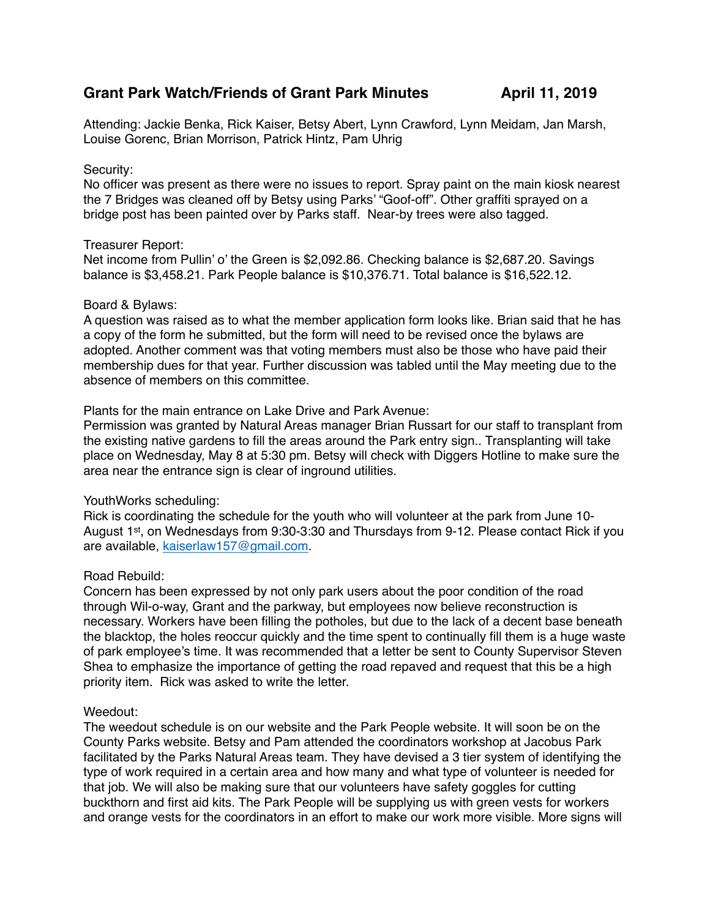# Grant Park Watch/Friends of Grant Park Minutes April 11, 2019

Attending: Jackie Benka, Rick Kaiser, Betsy Abert, Lynn Crawford, Lynn Meidam, Jan Marsh, Louise Gorenc, Brian Morrison, Patrick Hintz, Pam Uhrig

Security:
No officer was present as there were no issues to report. Spray paint on the main kiosk nearest the 7 Bridges was cleaned off by Betsy using Parks' "Goof-off". Other graffiti sprayed on a bridge post has been painted over by Parks staff. Near-by trees were also tagged.

Treasurer Report:
Net income from Pullin' o' the Green is $2,092.86. Checking balance is $2,687.20. Savings balance is $3,458.21. Park People balance is $10,376.71. Total balance is $16,522.12.

Board & Bylaws:
A question was raised as to what the member application form looks like. Brian said that he has a copy of the form he submitted, but the form will need to be revised once the bylaws are adopted. Another comment was that voting members must also be those who have paid their membership dues for that year. Further discussion was tabled until the May meeting due to the absence of members on this committee.

Plants for the main entrance on Lake Drive and Park Avenue:
Permission was granted by Natural Areas manager Brian Russart for our staff to transplant from the existing native gardens to fill the areas around the Park entry sign.. Transplanting will take place on Wednesday, May 8 at 5:30 pm. Betsy will check with Diggers Hotline to make sure the area near the entrance sign is clear of inground utilities.

YouthWorks scheduling:
Rick is coordinating the schedule for the youth who will volunteer at the park from June 10-August 1st, on Wednesdays from 9:30-3:30 and Thursdays from 9-12. Please contact Rick if you are available, kaiserlaw157@gmail.com.

Road Rebuild:
Concern has been expressed by not only park users about the poor condition of the road through Wil-o-way, Grant and the parkway, but employees now believe reconstruction is necessary. Workers have been filling the potholes, but due to the lack of a decent base beneath the blacktop, the holes reoccur quickly and the time spent to continually fill them is a huge waste of park employee's time. It was recommended that a letter be sent to County Supervisor Steven Shea to emphasize the importance of getting the road repaved and request that this be a high priority item. Rick was asked to write the letter.

Weedout:
The weedout schedule is on our website and the Park People website. It will soon be on the County Parks website. Betsy and Pam attended the coordinators workshop at Jacobus Park facilitated by the Parks Natural Areas team. They have devised a 3 tier system of identifying the type of work required in a certain area and how many and what type of volunteer is needed for that job. We will also be making sure that our volunteers have safety goggles for cutting buckthorn and first aid kits. The Park People will be supplying us with green vests for workers and orange vests for the coordinators in an effort to make our work more visible. More signs will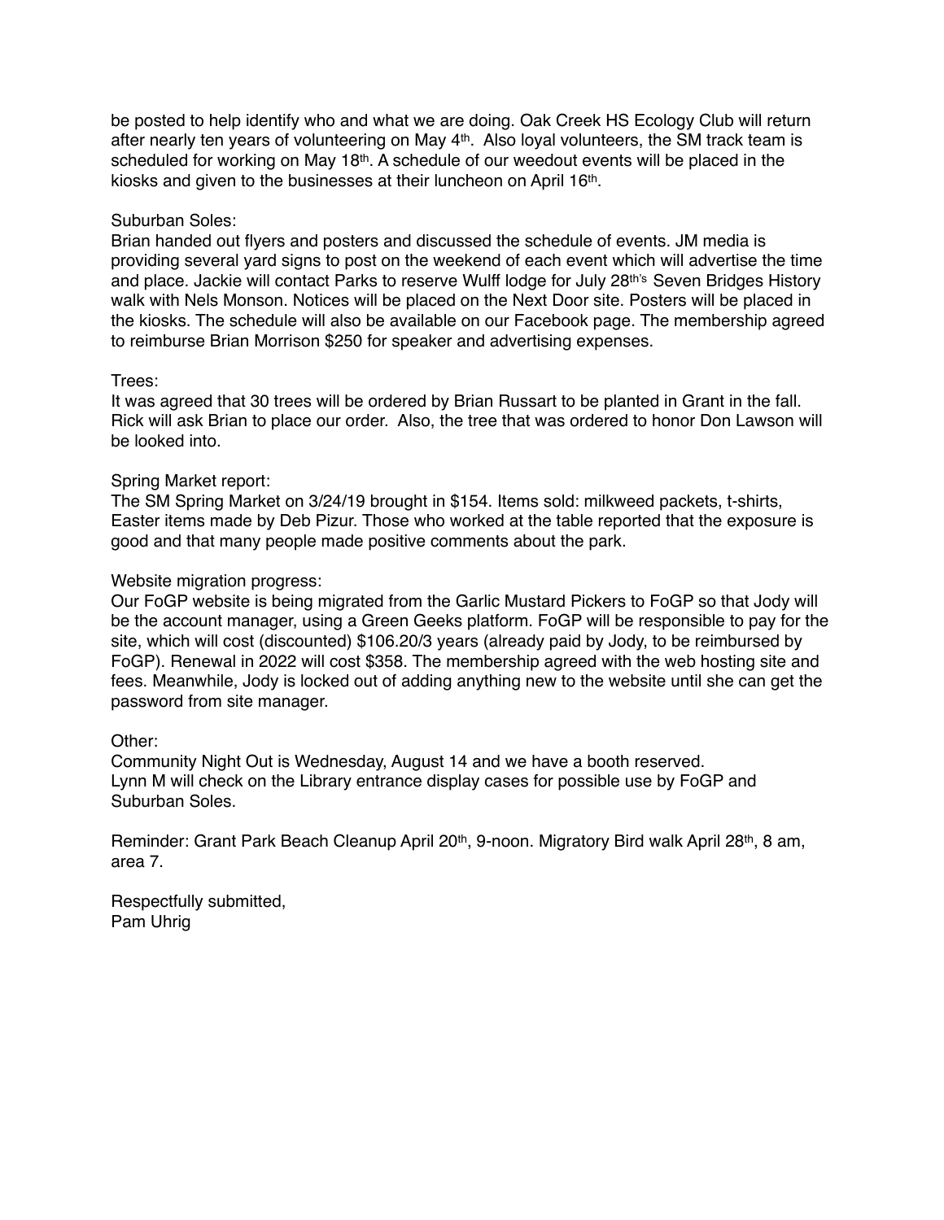be posted to help identify who and what we are doing. Oak Creek HS Ecology Club will return after nearly ten years of volunteering on May 4th. Also loyal volunteers, the SM track team is scheduled for working on May 18th. A schedule of our weedout events will be placed in the kiosks and given to the businesses at their luncheon on April 16th.

Suburban Soles:
Brian handed out flyers and posters and discussed the schedule of events. JM media is providing several yard signs to post on the weekend of each event which will advertise the time and place. Jackie will contact Parks to reserve Wulff lodge for July 28th's Seven Bridges History walk with Nels Monson. Notices will be placed on the Next Door site. Posters will be placed in the kiosks. The schedule will also be available on our Facebook page. The membership agreed to reimburse Brian Morrison $250 for speaker and advertising expenses.

Trees:
It was agreed that 30 trees will be ordered by Brian Russart to be planted in Grant in the fall. Rick will ask Brian to place our order. Also, the tree that was ordered to honor Don Lawson will be looked into.

Spring Market report:
The SM Spring Market on 3/24/19 brought in $154. Items sold: milkweed packets, t-shirts, Easter items made by Deb Pizur. Those who worked at the table reported that the exposure is good and that many people made positive comments about the park.

Website migration progress:
Our FoGP website is being migrated from the Garlic Mustard Pickers to FoGP so that Jody will be the account manager, using a Green Geeks platform. FoGP will be responsible to pay for the site, which will cost (discounted) $106.20/3 years (already paid by Jody, to be reimbursed by FoGP). Renewal in 2022 will cost $358. The membership agreed with the web hosting site and fees. Meanwhile, Jody is locked out of adding anything new to the website until she can get the password from site manager.

Other:
Community Night Out is Wednesday, August 14 and we have a booth reserved.
Lynn M will check on the Library entrance display cases for possible use by FoGP and Suburban Soles.

Reminder: Grant Park Beach Cleanup April 20th, 9-noon. Migratory Bird walk April 28th, 8 am, area 7.

Respectfully submitted,
Pam Uhrig